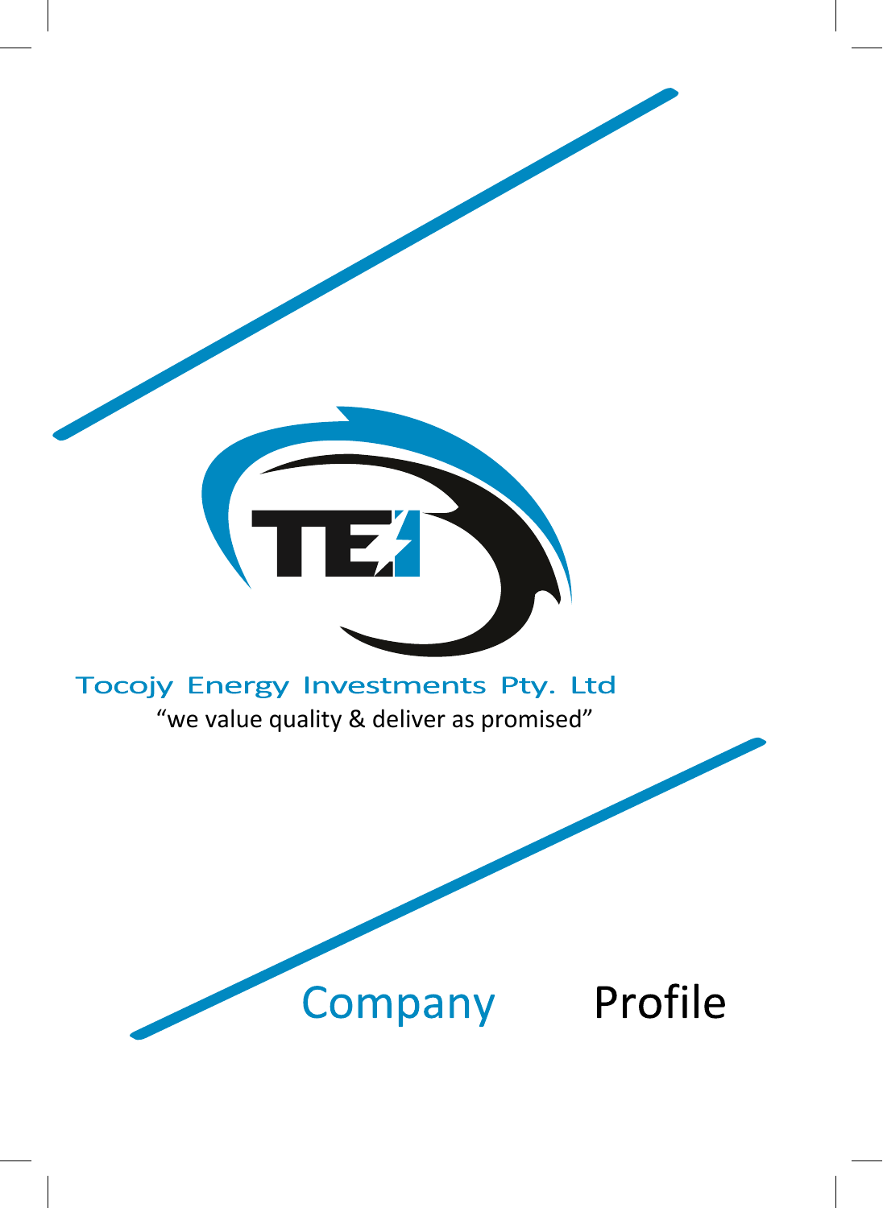TEI

# Tocojy Energy Investments Pty. Ltd

"we value quality & deliver as promised"

# Company Profile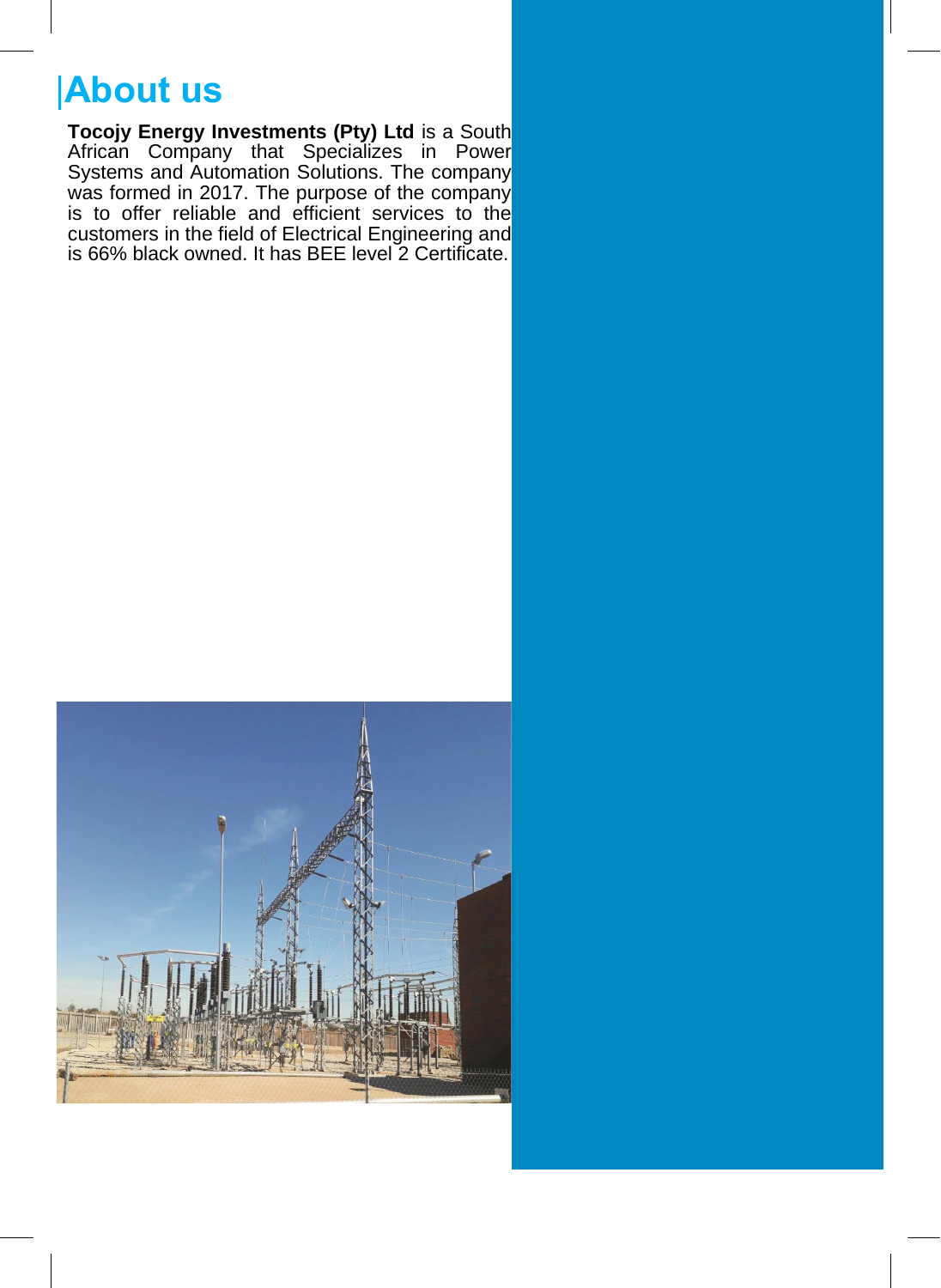# About us

**Tocojy Energy Investments (Pty) Ltd** is a South African Company that Specializes in Power Systems and Automation Solutions. The company was formed in 2017. The purpose of the company is to offer reliable and efficient services to the customers in the field of Electrical Engineering and is 66% black owned. It has BEE level 2 Certificate.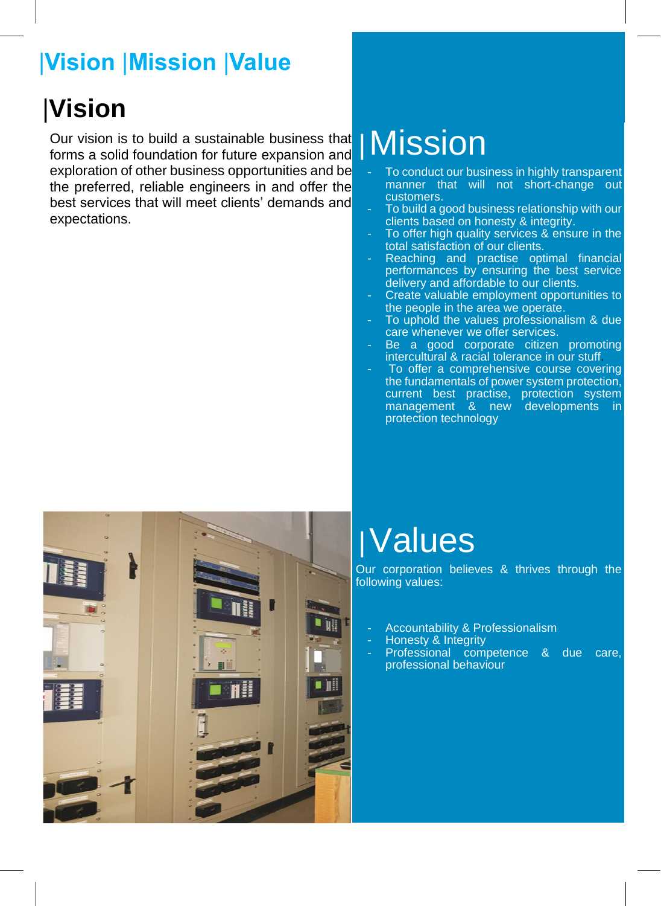# |Vision |Mission |Value

## |Vision

Our vision is to build a sustainable business that forms a solid foundation for future expansion and exploration of other business opportunities and be the preferred, reliable engineers in and offer the best services that will meet clients' demands and expectations.

## |Mission

- To conduct our business in highly transparent manner that will not short-change out customers.
- To build a good business relationship with our clients based on honesty & integrity.
- To offer high quality services & ensure in the total satisfaction of our clients.
- Reaching and practise optimal financial performances by ensuring the best service delivery and affordable to our clients.
- Create valuable employment opportunities to the people in the area we operate.
- To uphold the values professionalism & due care whenever we offer services.
- Be a good corporate citizen promoting intercultural & racial tolerance in our stuff.
- To offer a comprehensive course covering the fundamentals of power system protection, current best practise, protection system management & new developments in protection technology

## |Values

Our corporation believes & thrives through the following values:

- Accountability & Professionalism
- Honesty & Integrity
- Professional competence & due care, professional behaviour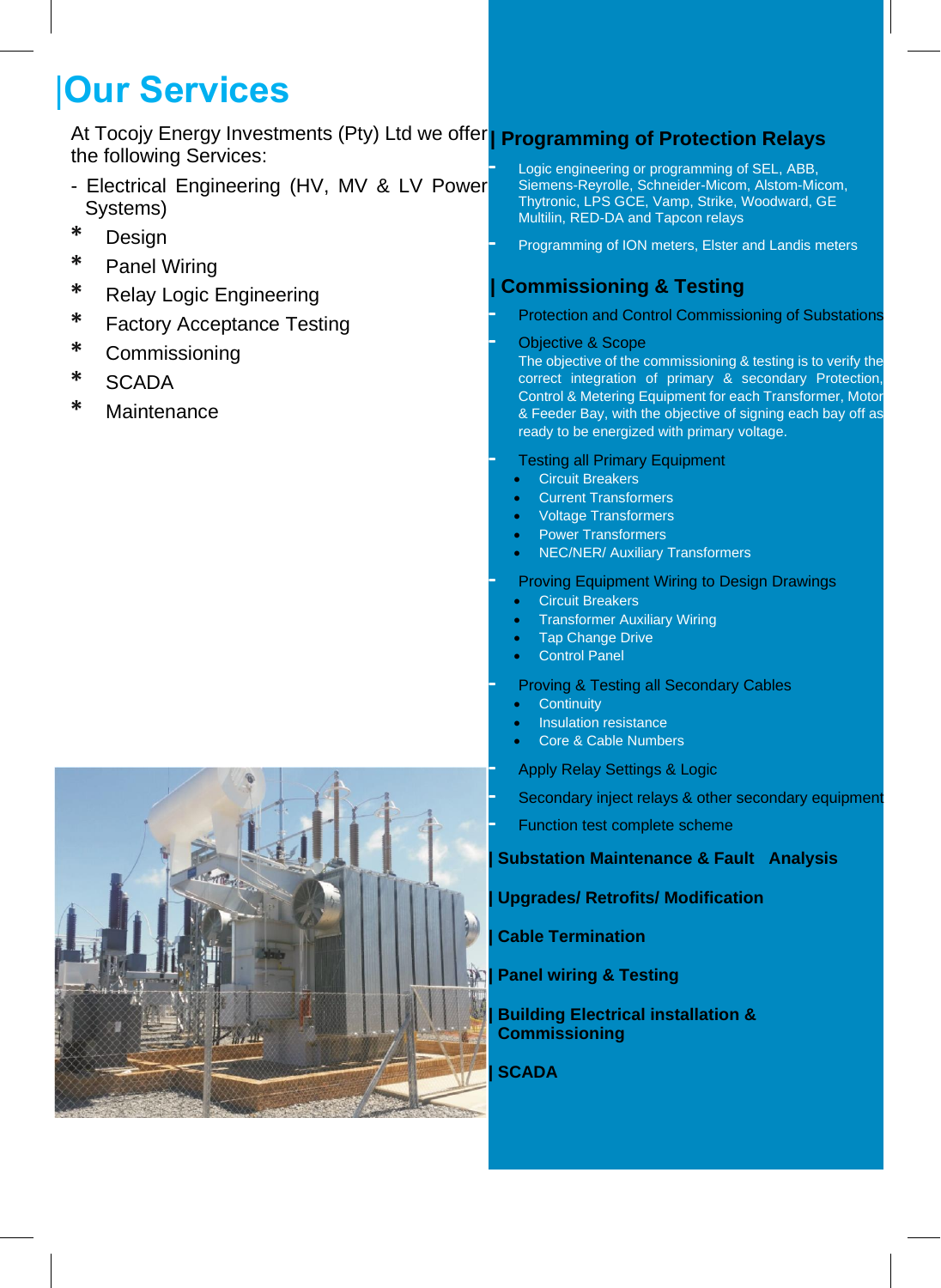# Our Services

At Tocojy Energy Investments (Pty) Ltd we offer the following Services:

- Electrical Engineering (HV, MV & LV Power Systems)

* Design
* Panel Wiring
* Relay Logic Engineering
* Factory Acceptance Testing
* Commissioning
* SCADA
* Maintenance

## Programming of Protection Relays

- Logic engineering or programming of SEL, ABB, Siemens-Reyrolle, Schneider-Micom, Alstom-Micom, Thytronic, LPS GCE, Vamp, Strike, Woodward, GE Multilin, RED-DA and Tapcon relays
- Programming of ION meters, Elster and Landis meters

## Commissioning & Testing

- Protection and Control Commissioning of Substations
- Objective & Scope
  The objective of the commissioning & testing is to verify the correct integration of primary & secondary Protection, Control & Metering Equipment for each Transformer, Motor & Feeder Bay, with the objective of signing each bay off as ready to be energized with primary voltage.
- Testing all Primary Equipment
  - Circuit Breakers
  - Current Transformers
  - Voltage Transformers
  - Power Transformers
  - NEC/NER/ Auxiliary Transformers
- Proving Equipment Wiring to Design Drawings
  - Circuit Breakers
  - Transformer Auxiliary Wiring
  - Tap Change Drive
  - Control Panel
- Proving & Testing all Secondary Cables
  - Continuity
  - Insulation resistance
  - Core & Cable Numbers
- Apply Relay Settings & Logic
- Secondary inject relays & other secondary equipment
- Function test complete scheme

## Substation Maintenance & Fault Analysis

## Upgrades/ Retrofits/ Modification

## Cable Termination

## Panel wiring & Testing

## Building Electrical installation & Commissioning

## SCADA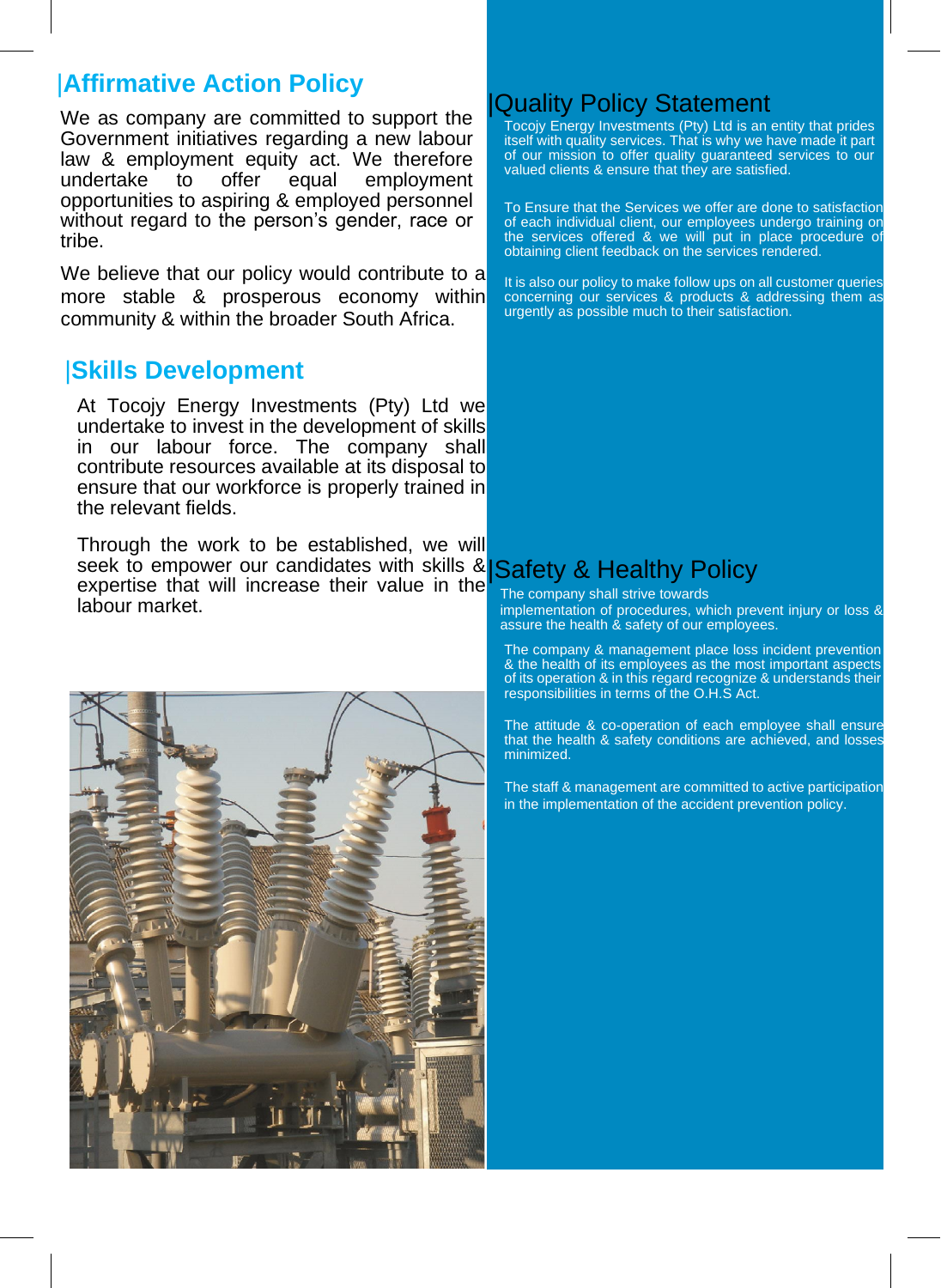## Affirmative Action Policy

We as company are committed to support the Government initiatives regarding a new labour law & employment equity act. We therefore undertake to offer equal employment opportunities to aspiring & employed personnel without regard to the person's gender, race or tribe.

We believe that our policy would contribute to a more stable & prosperous economy within community & within the broader South Africa.

## Skills Development

At Tocojy Energy Investments (Pty) Ltd we undertake to invest in the development of skills in our labour force. The company shall contribute resources available at its disposal to ensure that our workforce is properly trained in the relevant fields.

Through the work to be established, we will seek to empower our candidates with skills & expertise that will increase their value in the labour market.

## Quality Policy Statement

Tocojy Energy Investments (Pty) Ltd is an entity that prides itself with quality services. That is why we have made it part of our mission to offer quality guaranteed services to our valued clients & ensure that they are satisfied.

To Ensure that the Services we offer are done to satisfaction of each individual client, our employees undergo training on the services offered & we will put in place procedure of obtaining client feedback on the services rendered.

It is also our policy to make follow ups on all customer queries concerning our services & products & addressing them as urgently as possible much to their satisfaction.

## Safety & Healthy Policy

The company shall strive towards implementation of procedures, which prevent injury or loss & assure the health & safety of our employees.

The company & management place loss incident prevention & the health of its employees as the most important aspects of its operation & in this regard recognize & understands their responsibilities in terms of the O.H.S Act.

The attitude & co-operation of each employee shall ensure that the health & safety conditions are achieved, and losses minimized.

The staff & management are committed to active participation in the implementation of the accident prevention policy.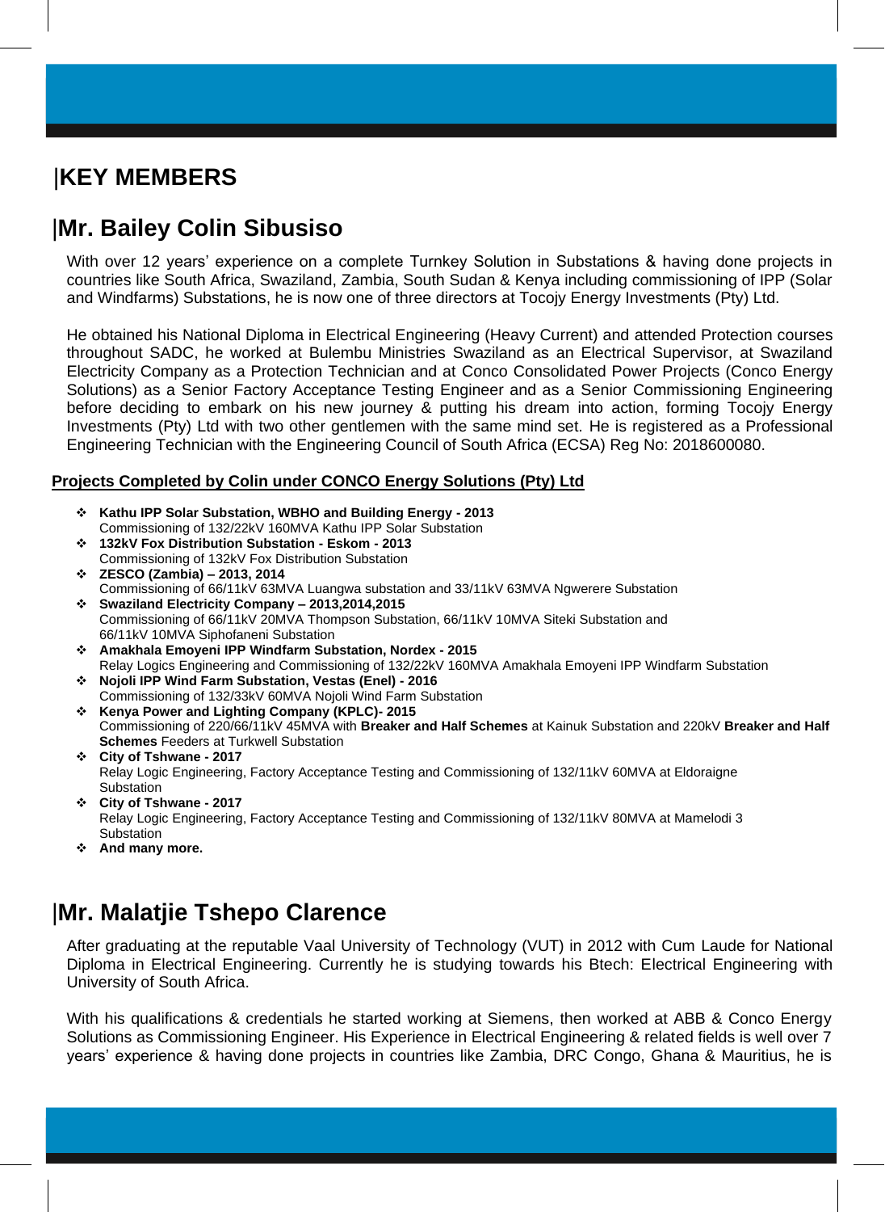# |KEY MEMBERS

## |Mr. Bailey Colin Sibusiso

With over 12 years' experience on a complete Turnkey Solution in Substations & having done projects in countries like South Africa, Swaziland, Zambia, South Sudan & Kenya including commissioning of IPP (Solar and Windfarms) Substations, he is now one of three directors at Tocojy Energy Investments (Pty) Ltd.

He obtained his National Diploma in Electrical Engineering (Heavy Current) and attended Protection courses throughout SADC, he worked at Bulembu Ministries Swaziland as an Electrical Supervisor, at Swaziland Electricity Company as a Protection Technician and at Conco Consolidated Power Projects (Conco Energy Solutions) as a Senior Factory Acceptance Testing Engineer and as a Senior Commissioning Engineering before deciding to embark on his new journey & putting his dream into action, forming Tocojy Energy Investments (Pty) Ltd with two other gentlemen with the same mind set. He is registered as a Professional Engineering Technician with the Engineering Council of South Africa (ECSA) Reg No: 2018600080.

**Projects Completed by Colin under CONCO Energy Solutions (Pty) Ltd**

- **Kathu IPP Solar Substation, WBHO and Building Energy - 2013**
  Commissioning of 132/22kV 160MVA Kathu IPP Solar Substation
- **132kV Fox Distribution Substation - Eskom - 2013**
  Commissioning of 132kV Fox Distribution Substation
- **ZESCO (Zambia) – 2013, 2014**
  Commissioning of 66/11kV 63MVA Luangwa substation and 33/11kV 63MVA Ngwerere Substation
- **Swaziland Electricity Company – 2013,2014,2015**
  Commissioning of 66/11kV 20MVA Thompson Substation, 66/11kV 10MVA Siteki Substation and 66/11kV 10MVA Siphofaneni Substation
- **Amakhala Emoyeni IPP Windfarm Substation, Nordex - 2015**
  Relay Logics Engineering and Commissioning of 132/22kV 160MVA Amakhala Emoyeni IPP Windfarm Substation
- **Nojoli IPP Wind Farm Substation, Vestas (Enel) - 2016**
  Commissioning of 132/33kV 60MVA Nojoli Wind Farm Substation
- **Kenya Power and Lighting Company (KPLC)- 2015**
  Commissioning of 220/66/11kV 45MVA with **Breaker and Half Schemes** at Kainuk Substation and 220kV **Breaker and Half Schemes** Feeders at Turkwell Substation
- **City of Tshwane - 2017**
  Relay Logic Engineering, Factory Acceptance Testing and Commissioning of 132/11kV 60MVA at Eldoraigne Substation
- **City of Tshwane - 2017**
  Relay Logic Engineering, Factory Acceptance Testing and Commissioning of 132/11kV 80MVA at Mamelodi 3 Substation
- **And many more.**

## |Mr. Malatjie Tshepo Clarence

After graduating at the reputable Vaal University of Technology (VUT) in 2012 with Cum Laude for National Diploma in Electrical Engineering. Currently he is studying towards his Btech: Electrical Engineering with University of South Africa.

With his qualifications & credentials he started working at Siemens, then worked at ABB & Conco Energy Solutions as Commissioning Engineer. His Experience in Electrical Engineering & related fields is well over 7 years' experience & having done projects in countries like Zambia, DRC Congo, Ghana & Mauritius, he is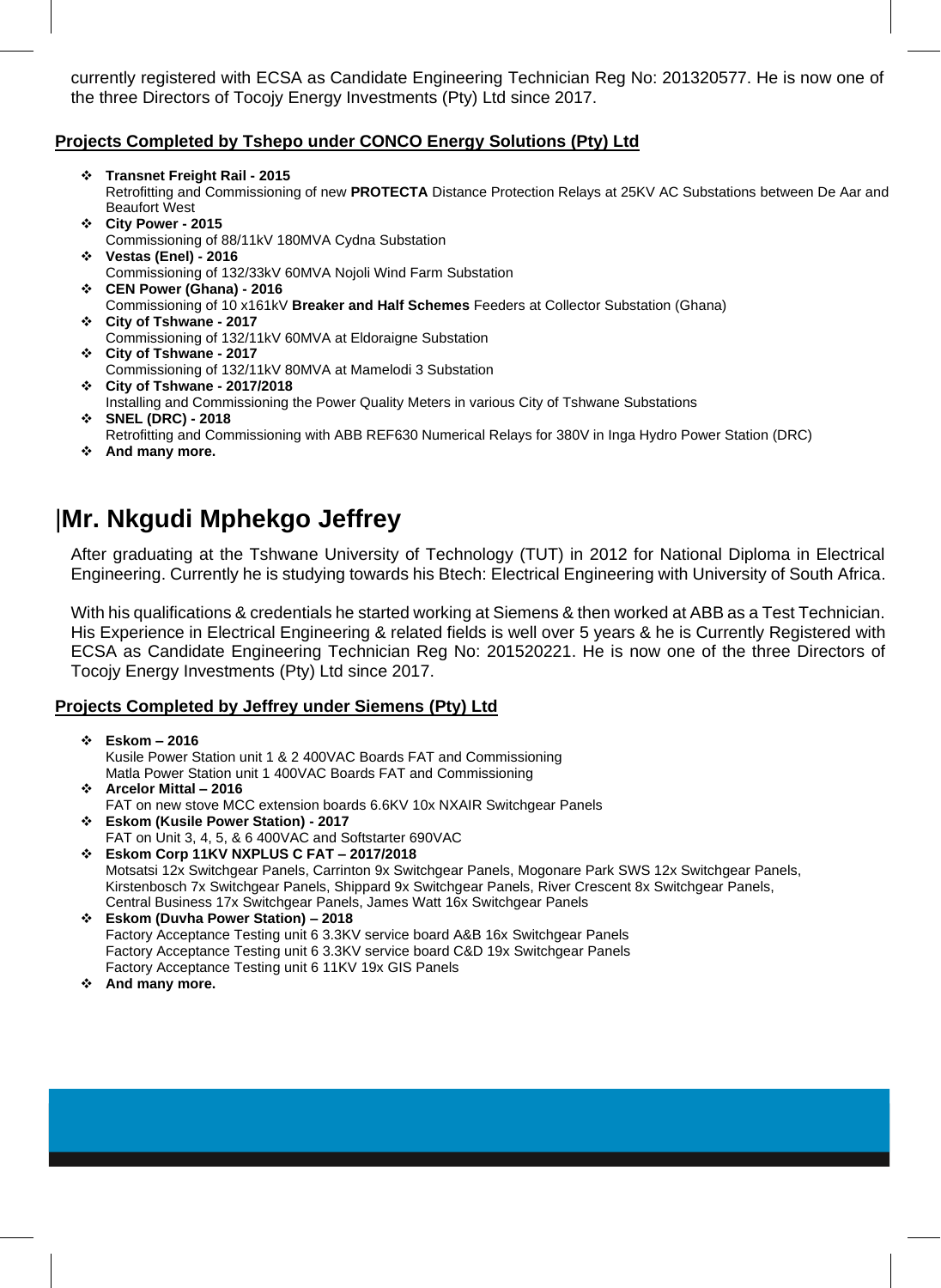currently registered with ECSA as Candidate Engineering Technician Reg No: 201320577. He is now one of the three Directors of Tocojy Energy Investments (Pty) Ltd since 2017.

**Projects Completed by Tshepo under CONCO Energy Solutions (Pty) Ltd**

- **Transnet Freight Rail - 2015**
  Retrofitting and Commissioning of new **PROTECTA** Distance Protection Relays at 25KV AC Substations between De Aar and Beaufort West
- **City Power - 2015**
  Commissioning of 88/11kV 180MVA Cydna Substation
- **Vestas (Enel) - 2016**
  Commissioning of 132/33kV 60MVA Nojoli Wind Farm Substation
- **CEN Power (Ghana) - 2016**
  Commissioning of 10 x161kV **Breaker and Half Schemes** Feeders at Collector Substation (Ghana)
- **City of Tshwane - 2017**
  Commissioning of 132/11kV 60MVA at Eldoraigne Substation
- **City of Tshwane - 2017**
  Commissioning of 132/11kV 80MVA at Mamelodi 3 Substation
- **City of Tshwane - 2017/2018**
  Installing and Commissioning the Power Quality Meters in various City of Tshwane Substations
- **SNEL (DRC) - 2018**
  Retrofitting and Commissioning with ABB REF630 Numerical Relays for 380V in Inga Hydro Power Station (DRC)
- **And many more.**

# Mr. Nkgudi Mphekgo Jeffrey

After graduating at the Tshwane University of Technology (TUT) in 2012 for National Diploma in Electrical Engineering. Currently he is studying towards his Btech: Electrical Engineering with University of South Africa.

With his qualifications & credentials he started working at Siemens & then worked at ABB as a Test Technician. His Experience in Electrical Engineering & related fields is well over 5 years & he is Currently Registered with ECSA as Candidate Engineering Technician Reg No: 201520221. He is now one of the three Directors of Tocojy Energy Investments (Pty) Ltd since 2017.

**Projects Completed by Jeffrey under Siemens (Pty) Ltd**

- **Eskom – 2016**
  Kusile Power Station unit 1 & 2 400VAC Boards FAT and Commissioning
  Matla Power Station unit 1 400VAC Boards FAT and Commissioning
- **Arcelor Mittal – 2016**
  FAT on new stove MCC extension boards 6.6KV 10x NXAIR Switchgear Panels
- **Eskom (Kusile Power Station) - 2017**
  FAT on Unit 3, 4, 5, & 6 400VAC and Softstarter 690VAC
- **Eskom Corp 11KV NXPLUS C FAT – 2017/2018**
  Motsatsi 12x Switchgear Panels, Carrinton 9x Switchgear Panels, Mogonare Park SWS 12x Switchgear Panels, Kirstenbosch 7x Switchgear Panels, Shippard 9x Switchgear Panels, River Crescent 8x Switchgear Panels, Central Business 17x Switchgear Panels, James Watt 16x Switchgear Panels
- **Eskom (Duvha Power Station) – 2018**
  Factory Acceptance Testing unit 6 3.3KV service board A&B 16x Switchgear Panels
  Factory Acceptance Testing unit 6 3.3KV service board C&D 19x Switchgear Panels
  Factory Acceptance Testing unit 6 11KV 19x GIS Panels
- **And many more.**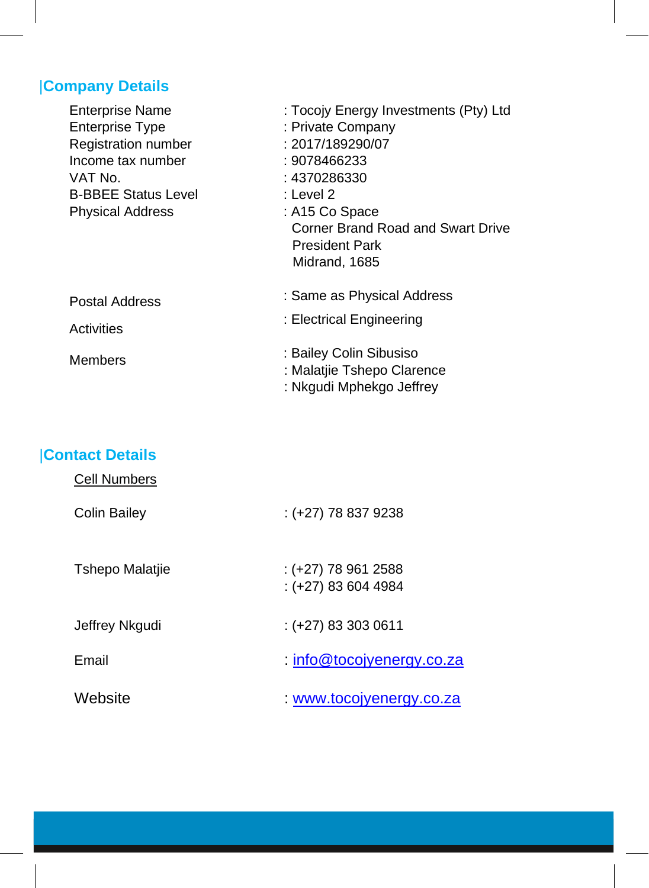## Company Details

| | |
|---|---|
| Enterprise Name | : Tocojy Energy Investments (Pty) Ltd |
| Enterprise Type | : Private Company |
| Registration number | : 2017/189290/07 |
| Income tax number | : 9078466233 |
| VAT No. | : 4370286330 |
| B-BBEE Status Level | : Level 2 |
| Physical Address | : A15 Co Space<br>Corner Brand Road and Swart Drive<br>President Park<br>Midrand, 1685 |
| Postal Address | : Same as Physical Address |
| Activities | : Electrical Engineering |
| Members | : Bailey Colin Sibusiso<br>: Malatjie Tshepo Clarence<br>: Nkgudi Mphekgo Jeffrey |

## Contact Details

<u>Cell Numbers</u>

| | |
|---|---|
| Colin Bailey | : (+27) 78 837 9238 |
| Tshepo Malatjie | : (+27) 78 961 2588<br>: (+27) 83 604 4984 |
| Jeffrey Nkgudi | : (+27) 83 303 0611 |
| Email | : [info@tocojyenergy.co.za](mailto:info@tocojyenergy.co.za) |
| Website | : [www.tocojyenergy.co.za](http://www.tocojyenergy.co.za) |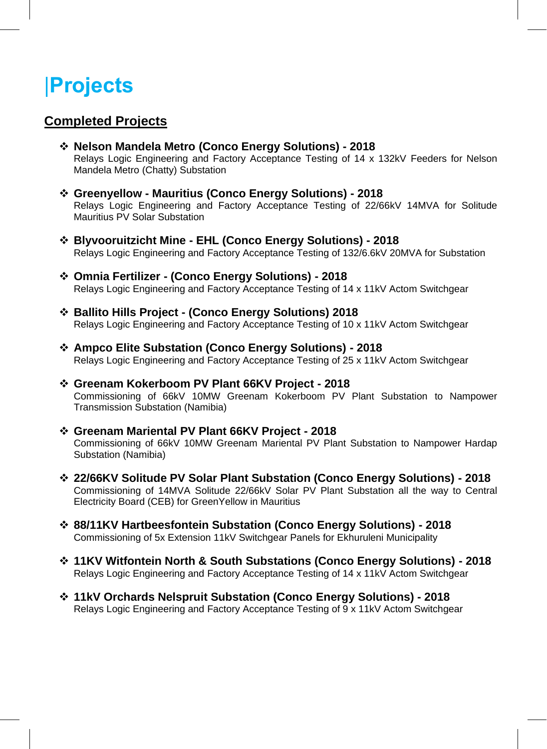# Projects

## Completed Projects

- **Nelson Mandela Metro (Conco Energy Solutions) - 2018**
  Relays Logic Engineering and Factory Acceptance Testing of 14 x 132kV Feeders for Nelson Mandela Metro (Chatty) Substation

- **Greenyellow - Mauritius (Conco Energy Solutions) - 2018**
  Relays Logic Engineering and Factory Acceptance Testing of 22/66kV 14MVA for Solitude Mauritius PV Solar Substation

- **Blyvooruitzicht Mine - EHL (Conco Energy Solutions) - 2018**
  Relays Logic Engineering and Factory Acceptance Testing of 132/6.6kV 20MVA for Substation

- **Omnia Fertilizer - (Conco Energy Solutions) - 2018**
  Relays Logic Engineering and Factory Acceptance Testing of 14 x 11kV Actom Switchgear

- **Ballito Hills Project - (Conco Energy Solutions) 2018**
  Relays Logic Engineering and Factory Acceptance Testing of 10 x 11kV Actom Switchgear

- **Ampco Elite Substation (Conco Energy Solutions) - 2018**
  Relays Logic Engineering and Factory Acceptance Testing of 25 x 11kV Actom Switchgear

- **Greenam Kokerboom PV Plant 66KV Project - 2018**
  Commissioning of 66kV 10MW Greenam Kokerboom PV Plant Substation to Nampower Transmission Substation (Namibia)

- **Greenam Mariental PV Plant 66KV Project - 2018**
  Commissioning of 66kV 10MW Greenam Mariental PV Plant Substation to Nampower Hardap Substation (Namibia)

- **22/66KV Solitude PV Solar Plant Substation (Conco Energy Solutions) - 2018**
  Commissioning of 14MVA Solitude 22/66kV Solar PV Plant Substation all the way to Central Electricity Board (CEB) for GreenYellow in Mauritius

- **88/11KV Hartbeesfontein Substation (Conco Energy Solutions) - 2018**
  Commissioning of 5x Extension 11kV Switchgear Panels for Ekhuruleni Municipality

- **11KV Witfontein North & South Substations (Conco Energy Solutions) - 2018**
  Relays Logic Engineering and Factory Acceptance Testing of 14 x 11kV Actom Switchgear

- **11kV Orchards Nelspruit Substation (Conco Energy Solutions) - 2018**
  Relays Logic Engineering and Factory Acceptance Testing of 9 x 11kV Actom Switchgear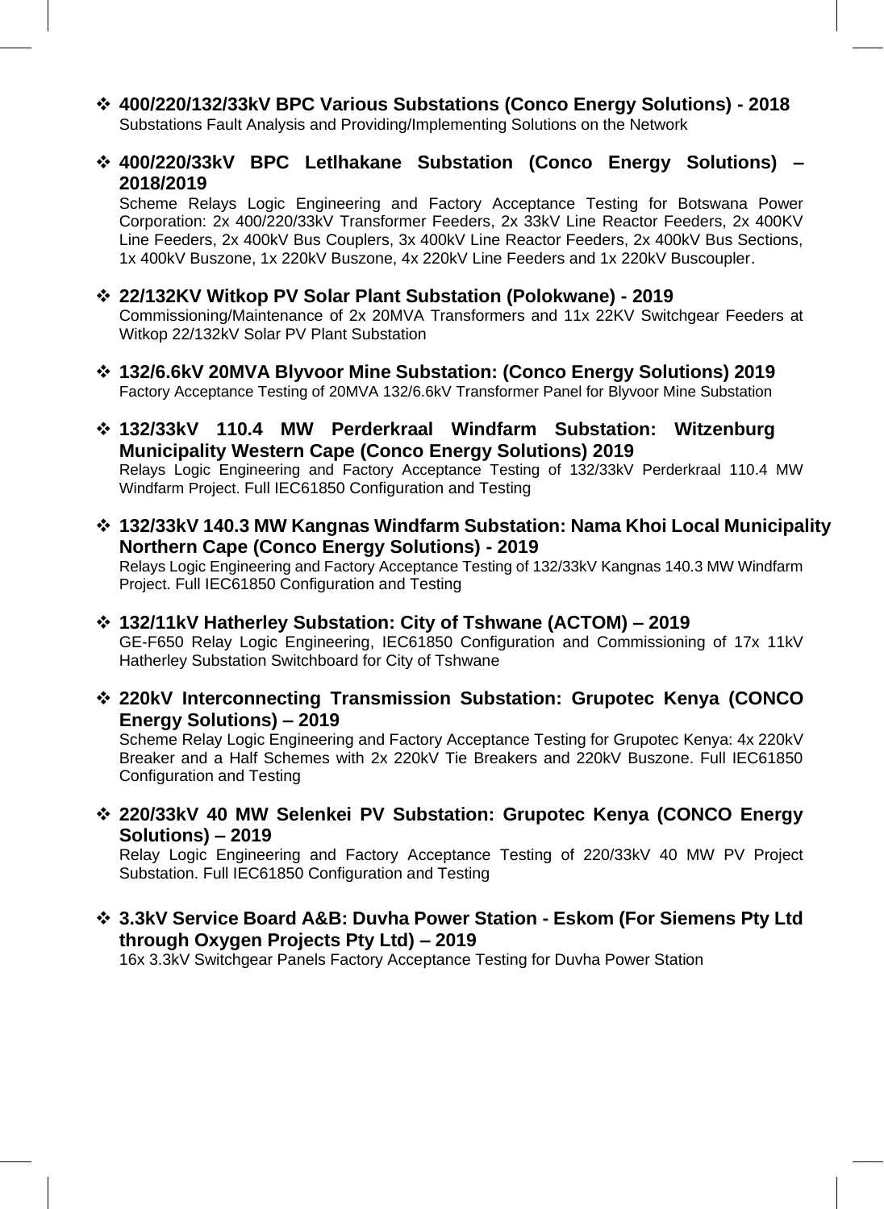- **400/220/132/33kV BPC Various Substations (Conco Energy Solutions) - 2018**
  Substations Fault Analysis and Providing/Implementing Solutions on the Network

- **400/220/33kV BPC Letlhakane Substation (Conco Energy Solutions) – 2018/2019**
  Scheme Relays Logic Engineering and Factory Acceptance Testing for Botswana Power Corporation: 2x 400/220/33kV Transformer Feeders, 2x 33kV Line Reactor Feeders, 2x 400KV Line Feeders, 2x 400kV Bus Couplers, 3x 400kV Line Reactor Feeders, 2x 400kV Bus Sections, 1x 400kV Buszone, 1x 220kV Buszone, 4x 220kV Line Feeders and 1x 220kV Buscoupler.

- **22/132KV Witkop PV Solar Plant Substation (Polokwane) - 2019**
  Commissioning/Maintenance of 2x 20MVA Transformers and 11x 22KV Switchgear Feeders at Witkop 22/132kV Solar PV Plant Substation

- **132/6.6kV 20MVA Blyvoor Mine Substation: (Conco Energy Solutions) 2019**
  Factory Acceptance Testing of 20MVA 132/6.6kV Transformer Panel for Blyvoor Mine Substation

- **132/33kV 110.4 MW Perderkraal Windfarm Substation: Witzenburg Municipality Western Cape (Conco Energy Solutions) 2019**
  Relays Logic Engineering and Factory Acceptance Testing of 132/33kV Perderkraal 110.4 MW Windfarm Project. Full IEC61850 Configuration and Testing

- **132/33kV 140.3 MW Kangnas Windfarm Substation: Nama Khoi Local Municipality Northern Cape (Conco Energy Solutions) - 2019**
  Relays Logic Engineering and Factory Acceptance Testing of 132/33kV Kangnas 140.3 MW Windfarm Project. Full IEC61850 Configuration and Testing

- **132/11kV Hatherley Substation: City of Tshwane (ACTOM) – 2019**
  GE-F650 Relay Logic Engineering, IEC61850 Configuration and Commissioning of 17x 11kV Hatherley Substation Switchboard for City of Tshwane

- **220kV Interconnecting Transmission Substation: Grupotec Kenya (CONCO Energy Solutions) – 2019**
  Scheme Relay Logic Engineering and Factory Acceptance Testing for Grupotec Kenya: 4x 220kV Breaker and a Half Schemes with 2x 220kV Tie Breakers and 220kV Buszone. Full IEC61850 Configuration and Testing

- **220/33kV 40 MW Selenkei PV Substation: Grupotec Kenya (CONCO Energy Solutions) – 2019**
  Relay Logic Engineering and Factory Acceptance Testing of 220/33kV 40 MW PV Project Substation. Full IEC61850 Configuration and Testing

- **3.3kV Service Board A&B: Duvha Power Station - Eskom (For Siemens Pty Ltd through Oxygen Projects Pty Ltd) – 2019**
  16x 3.3kV Switchgear Panels Factory Acceptance Testing for Duvha Power Station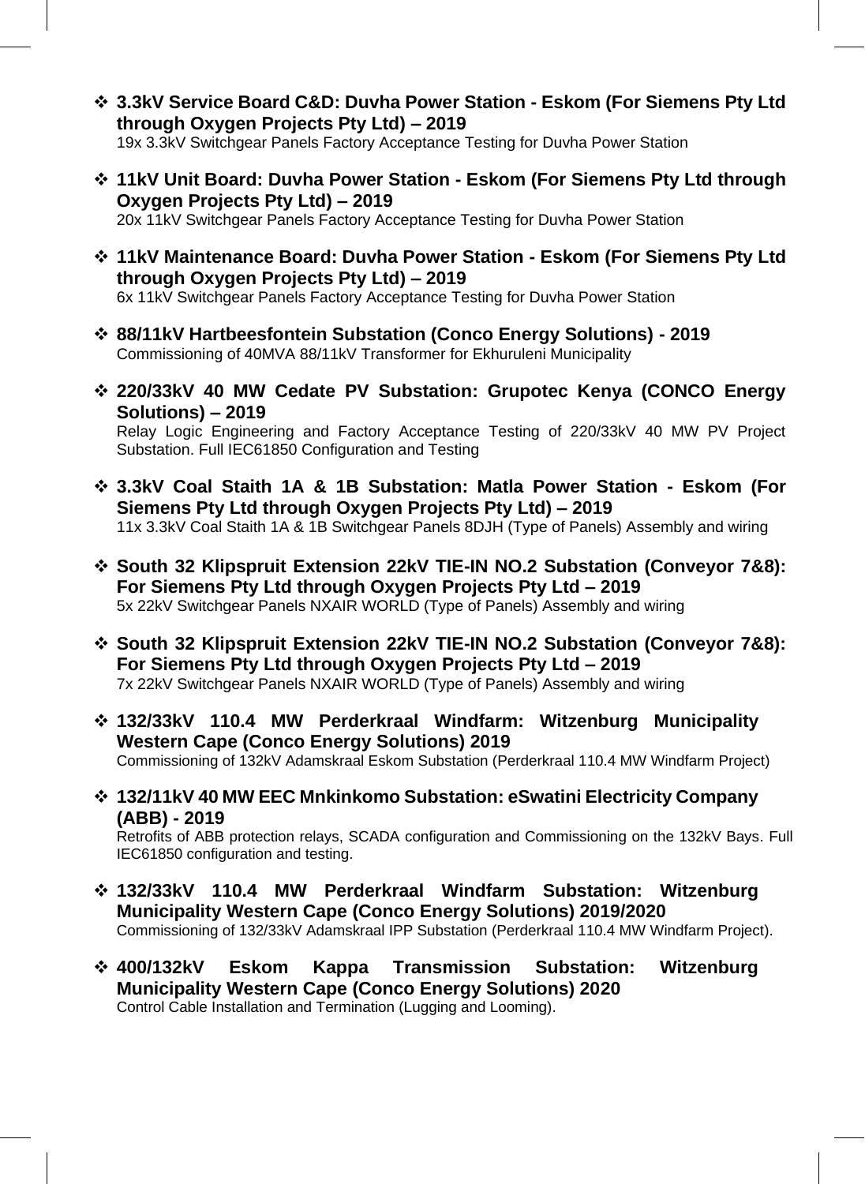- **3.3kV Service Board C&D: Duvha Power Station - Eskom (For Siemens Pty Ltd through Oxygen Projects Pty Ltd) – 2019**
  19x 3.3kV Switchgear Panels Factory Acceptance Testing for Duvha Power Station

- **11kV Unit Board: Duvha Power Station - Eskom (For Siemens Pty Ltd through Oxygen Projects Pty Ltd) – 2019**
  20x 11kV Switchgear Panels Factory Acceptance Testing for Duvha Power Station

- **11kV Maintenance Board: Duvha Power Station - Eskom (For Siemens Pty Ltd through Oxygen Projects Pty Ltd) – 2019**
  6x 11kV Switchgear Panels Factory Acceptance Testing for Duvha Power Station

- **88/11kV Hartbeesfontein Substation (Conco Energy Solutions) - 2019**
  Commissioning of 40MVA 88/11kV Transformer for Ekhuruleni Municipality

- **220/33kV 40 MW Cedate PV Substation: Grupotec Kenya (CONCO Energy Solutions) – 2019**
  Relay Logic Engineering and Factory Acceptance Testing of 220/33kV 40 MW PV Project Substation. Full IEC61850 Configuration and Testing

- **3.3kV Coal Staith 1A & 1B Substation: Matla Power Station - Eskom (For Siemens Pty Ltd through Oxygen Projects Pty Ltd) – 2019**
  11x 3.3kV Coal Staith 1A & 1B Switchgear Panels 8DJH (Type of Panels) Assembly and wiring

- **South 32 Klipspruit Extension 22kV TIE-IN NO.2 Substation (Conveyor 7&8): For Siemens Pty Ltd through Oxygen Projects Pty Ltd – 2019**
  5x 22kV Switchgear Panels NXAIR WORLD (Type of Panels) Assembly and wiring

- **South 32 Klipspruit Extension 22kV TIE-IN NO.2 Substation (Conveyor 7&8): For Siemens Pty Ltd through Oxygen Projects Pty Ltd – 2019**
  7x 22kV Switchgear Panels NXAIR WORLD (Type of Panels) Assembly and wiring

- **132/33kV 110.4 MW Perderkraal Windfarm: Witzenburg Municipality Western Cape (Conco Energy Solutions) 2019**
  Commissioning of 132kV Adamskraal Eskom Substation (Perderkraal 110.4 MW Windfarm Project)

- **132/11kV 40 MW EEC Mnkinkomo Substation: eSwatini Electricity Company (ABB) - 2019**
  Retrofits of ABB protection relays, SCADA configuration and Commissioning on the 132kV Bays. Full IEC61850 configuration and testing.

- **132/33kV 110.4 MW Perderkraal Windfarm Substation: Witzenburg Municipality Western Cape (Conco Energy Solutions) 2019/2020**
  Commissioning of 132/33kV Adamskraal IPP Substation (Perderkraal 110.4 MW Windfarm Project).

- **400/132kV Eskom Kappa Transmission Substation: Witzenburg Municipality Western Cape (Conco Energy Solutions) 2020**
  Control Cable Installation and Termination (Lugging and Looming).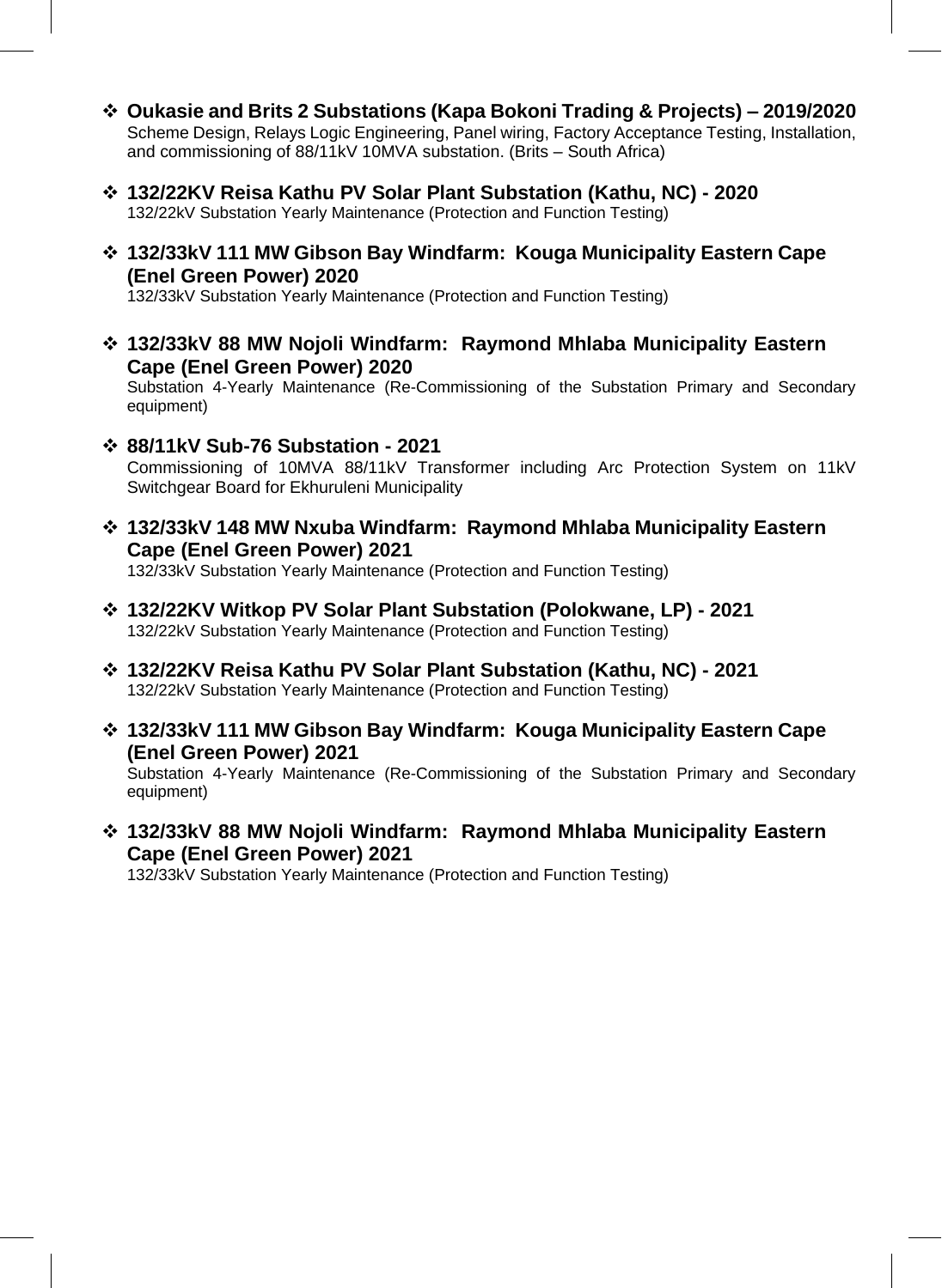- **Oukasie and Brits 2 Substations (Kapa Bokoni Trading & Projects) – 2019/2020**
  Scheme Design, Relays Logic Engineering, Panel wiring, Factory Acceptance Testing, Installation, and commissioning of 88/11kV 10MVA substation. (Brits – South Africa)

- **132/22KV Reisa Kathu PV Solar Plant Substation (Kathu, NC) - 2020**
  132/22kV Substation Yearly Maintenance (Protection and Function Testing)

- **132/33kV 111 MW Gibson Bay Windfarm: Kouga Municipality Eastern Cape (Enel Green Power) 2020**
  132/33kV Substation Yearly Maintenance (Protection and Function Testing)

- **132/33kV 88 MW Nojoli Windfarm: Raymond Mhlaba Municipality Eastern Cape (Enel Green Power) 2020**
  Substation 4-Yearly Maintenance (Re-Commissioning of the Substation Primary and Secondary equipment)

- **88/11kV Sub-76 Substation - 2021**
  Commissioning of 10MVA 88/11kV Transformer including Arc Protection System on 11kV Switchgear Board for Ekhuruleni Municipality

- **132/33kV 148 MW Nxuba Windfarm: Raymond Mhlaba Municipality Eastern Cape (Enel Green Power) 2021**
  132/33kV Substation Yearly Maintenance (Protection and Function Testing)

- **132/22KV Witkop PV Solar Plant Substation (Polokwane, LP) - 2021**
  132/22kV Substation Yearly Maintenance (Protection and Function Testing)

- **132/22KV Reisa Kathu PV Solar Plant Substation (Kathu, NC) - 2021**
  132/22kV Substation Yearly Maintenance (Protection and Function Testing)

- **132/33kV 111 MW Gibson Bay Windfarm: Kouga Municipality Eastern Cape (Enel Green Power) 2021**
  Substation 4-Yearly Maintenance (Re-Commissioning of the Substation Primary and Secondary equipment)

- **132/33kV 88 MW Nojoli Windfarm: Raymond Mhlaba Municipality Eastern Cape (Enel Green Power) 2021**
  132/33kV Substation Yearly Maintenance (Protection and Function Testing)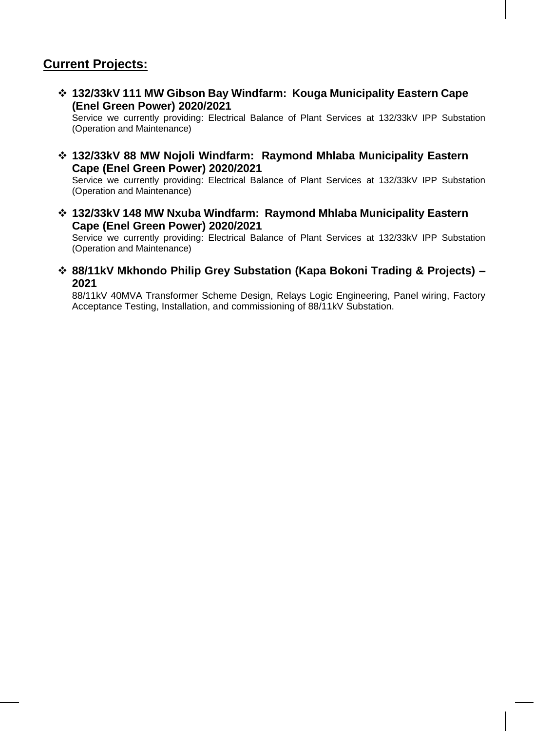## Current Projects:

- **132/33kV 111 MW Gibson Bay Windfarm: Kouga Municipality Eastern Cape (Enel Green Power) 2020/2021**
  Service we currently providing: Electrical Balance of Plant Services at 132/33kV IPP Substation (Operation and Maintenance)

- **132/33kV 88 MW Nojoli Windfarm: Raymond Mhlaba Municipality Eastern Cape (Enel Green Power) 2020/2021**
  Service we currently providing: Electrical Balance of Plant Services at 132/33kV IPP Substation (Operation and Maintenance)

- **132/33kV 148 MW Nxuba Windfarm: Raymond Mhlaba Municipality Eastern Cape (Enel Green Power) 2020/2021**
  Service we currently providing: Electrical Balance of Plant Services at 132/33kV IPP Substation (Operation and Maintenance)

- **88/11kV Mkhondo Philip Grey Substation (Kapa Bokoni Trading & Projects) – 2021**
  88/11kV 40MVA Transformer Scheme Design, Relays Logic Engineering, Panel wiring, Factory Acceptance Testing, Installation, and commissioning of 88/11kV Substation.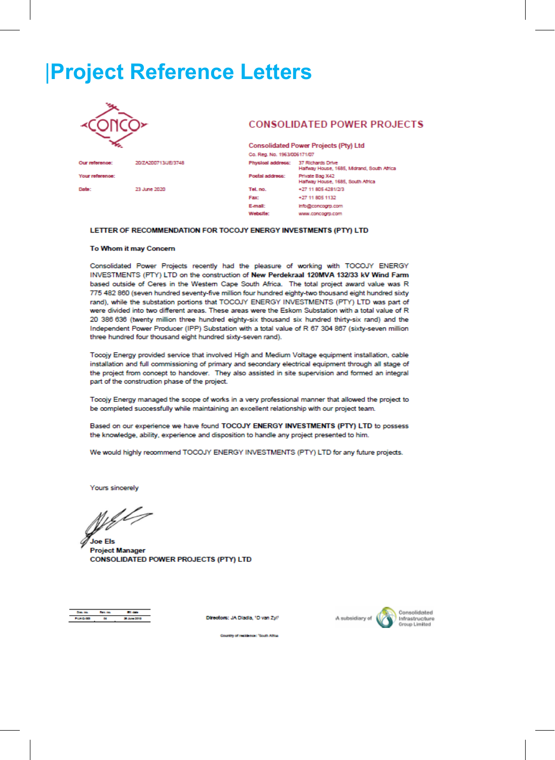# Project Reference Letters

CONSOLIDATED POWER PROJECTS

Consolidated Power Projects (Pty) Ltd
Co. Reg. No. 1963/006171/07

| | |
|---|---|
| Our reference: | 20/ZA200713/JE/3748 |
| Your reference: | |
| Date: | 23 June 2020 |

| | |
|---|---|
| Physical address: | 37 Richards Drive<br>Halfway House, 1685, Midrand, South Africa |
| Postal address: | Private Bag X42<br>Halfway House, 1685, South Africa |
| Tel. no. | +27 11 805 4281/2/3 |
| Fax: | +27 11 805 1132 |
| E-mail: | info@concogrp.com |
| Website: | www.concogrp.com |

**LETTER OF RECOMMENDATION FOR TOCOJY ENERGY INVESTMENTS (PTY) LTD**

**To Whom it may Concern**

Consolidated Power Projects recently had the pleasure of working with TOCOJY ENERGY INVESTMENTS (PTY) LTD on the construction of **New Perdekraal 120MVA 132/33 kV Wind Farm** based outside of Ceres in the Western Cape South Africa. The total project award value was R 775 482 860 (seven hundred seventy-five million four hundred eighty-two thousand eight hundred sixty rand), while the substation portions that TOCOJY ENERGY INVESTMENTS (PTY) LTD was part of were divided into two different areas. These areas were the Eskom Substation with a total value of R 20 386 636 (twenty million three hundred eighty-six thousand six hundred thirty-six rand) and the Independent Power Producer (IPP) Substation with a total value of R 67 304 867 (sixty-seven million three hundred four thousand eight hundred sixty-seven rand).

Tocojy Energy provided service that involved High and Medium Voltage equipment installation, cable installation and full commissioning of primary and secondary electrical equipment through all stage of the project from concept to handover. They also assisted in site supervision and formed an integral part of the construction phase of the project.

Tocojy Energy managed the scope of works in a very professional manner that allowed the project to be completed successfully while maintaining an excellent relationship with our project team.

Based on our experience we have found **TOCOJY ENERGY INVESTMENTS (PTY) LTD** to possess the knowledge, ability, experience and disposition to handle any project presented to him.

We would highly recommend TOCOJY ENERGY INVESTMENTS (PTY) LTD for any future projects.

Yours sincerely

**Joe Els**
**Project Manager**
**CONSOLIDATED POWER PROJECTS (PTY) LTD**

| Doc. no. | Rev. no. | Eff. date |
|---|---|---|
| F-LH-D-003 | 04 | 28 June 2019 |

Directors: JA Diadia, ¹D van Zyl¹

Country of residence: ¹South Africa

A subsidiary of Consolidated Infrastructure Group Limited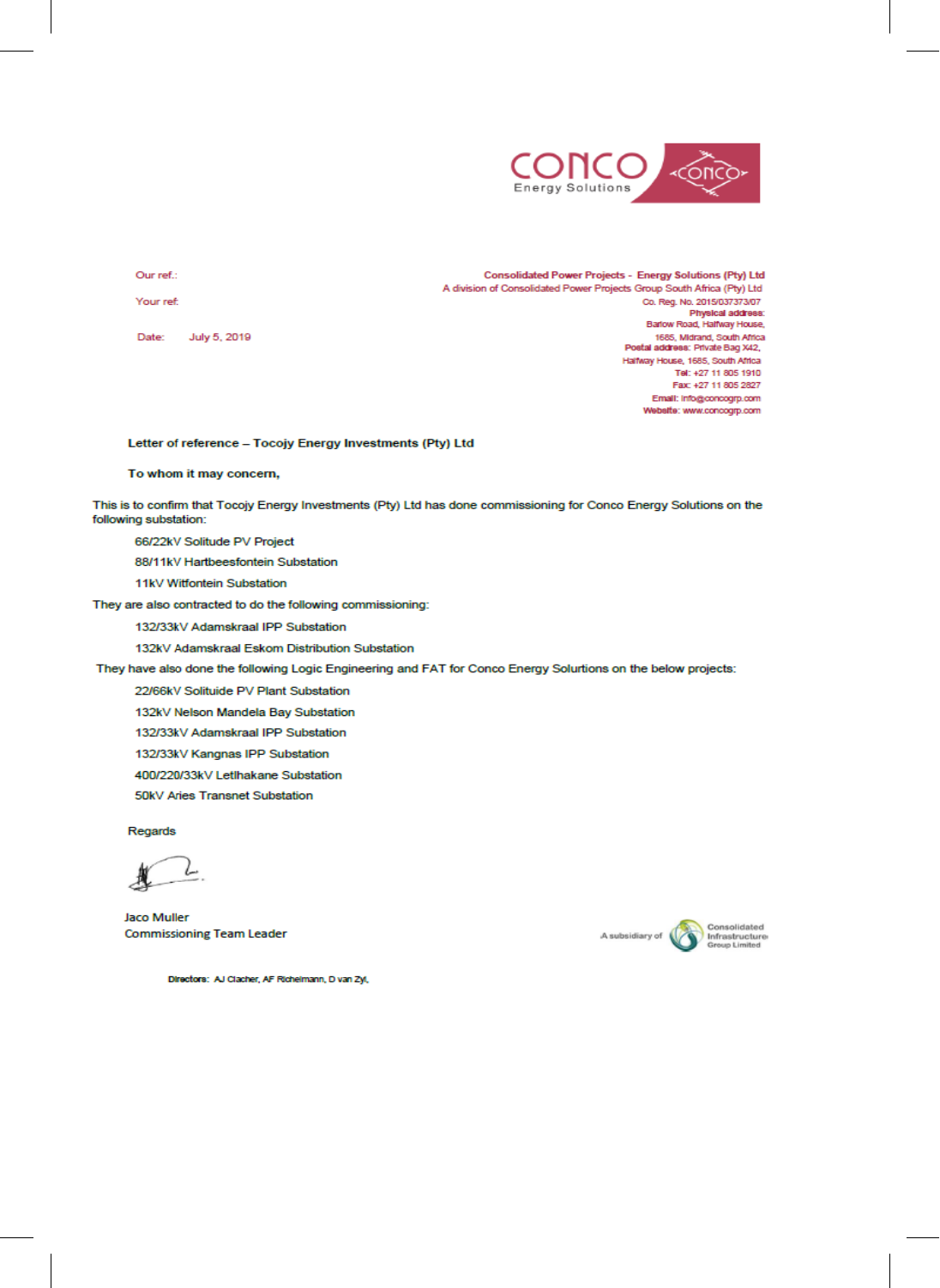CONCO Energy Solutions

Our ref.:

Your ref:

Date: July 5, 2019

**Consolidated Power Projects - Energy Solutions (Pty) Ltd**
A division of Consolidated Power Projects Group South Africa (Pty) Ltd
Co. Reg. No. 2015/037373/07
**Physical address:**
Barlow Road, Halfway House,
1685, Midrand, South Africa
**Postal address:** Private Bag X42,
Halfway House, 1685, South Africa
**Tel:** +27 11 805 1910
**Fax:** +27 11 805 2827
**Email:** info@concogrp.com
**Website:** www.concogrp.com

**Letter of reference – Tocojy Energy Investments (Pty) Ltd**

**To whom it may concern,**

This is to confirm that Tocojy Energy Investments (Pty) Ltd has done commissioning for Conco Energy Solutions on the following substation:

- 66/22kV Solitude PV Project
- 88/11kV Hartbeesfontein Substation
- 11kV Witfontein Substation

They are also contracted to do the following commissioning:

- 132/33kV Adamskraal IPP Substation
- 132kV Adamskraal Eskom Distribution Substation

They have also done the following Logic Engineering and FAT for Conco Energy Solurtions on the below projects:

- 22/66kV Solituide PV Plant Substation
- 132kV Nelson Mandela Bay Substation
- 132/33kV Adamskraal IPP Substation
- 132/33kV Kangnas IPP Substation
- 400/220/33kV Letlhakane Substation
- 50kV Aries Transnet Substation

Regards

Jaco Muller
Commissioning Team Leader

A subsidiary of Consolidated Infrastructure Group Limited

Directors: AJ Clacher, AF Richelmann, D van Zyl,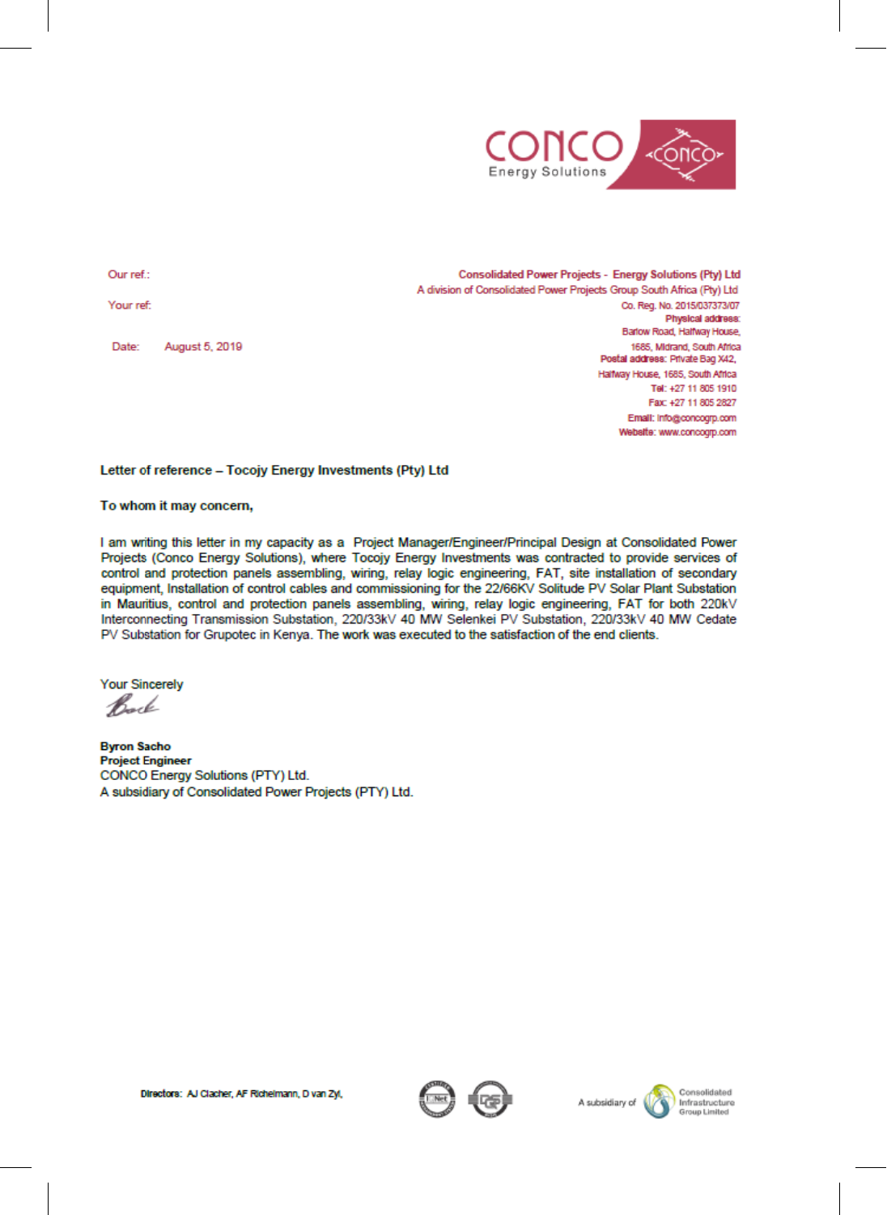CONCO Energy Solutions

Our ref.:

Your ref:

Date: August 5, 2019

**Consolidated Power Projects - Energy Solutions (Pty) Ltd**
A division of Consolidated Power Projects Group South Africa (Pty) Ltd
Co. Reg. No. 2015/037373/07
**Physical address:**
Barlow Road, Halfway House,
1685, Midrand, South Africa
**Postal address:** Private Bag X42,
Halfway House, 1685, South Africa
**Tel:** +27 11 805 1910
**Fax:** +27 11 805 2827
**Email:** info@concogrp.com
**Website:** www.concogrp.com

**Letter of reference – Tocojy Energy Investments (Pty) Ltd**

**To whom it may concern,**

I am writing this letter in my capacity as a Project Manager/Engineer/Principal Design at Consolidated Power Projects (Conco Energy Solutions), where Tocojy Energy Investments was contracted to provide services of control and protection panels assembling, wiring, relay logic engineering, FAT, site installation of secondary equipment, Installation of control cables and commissioning for the 22/66KV Solitude PV Solar Plant Substation in Mauritius, control and protection panels assembling, wiring, relay logic engineering, FAT for both 220kV Interconnecting Transmission Substation, 220/33kV 40 MW Selenkei PV Substation, 220/33kV 40 MW Cedate PV Substation for Grupotec in Kenya. The work was executed to the satisfaction of the end clients.

Your Sincerely

**Byron Sacho**
**Project Engineer**
CONCO Energy Solutions (PTY) Ltd.
A subsidiary of Consolidated Power Projects (PTY) Ltd.

**Directors:** AJ Clacher, AF Richelmann, D van Zyl,

A subsidiary of Consolidated Infrastructure Group Limited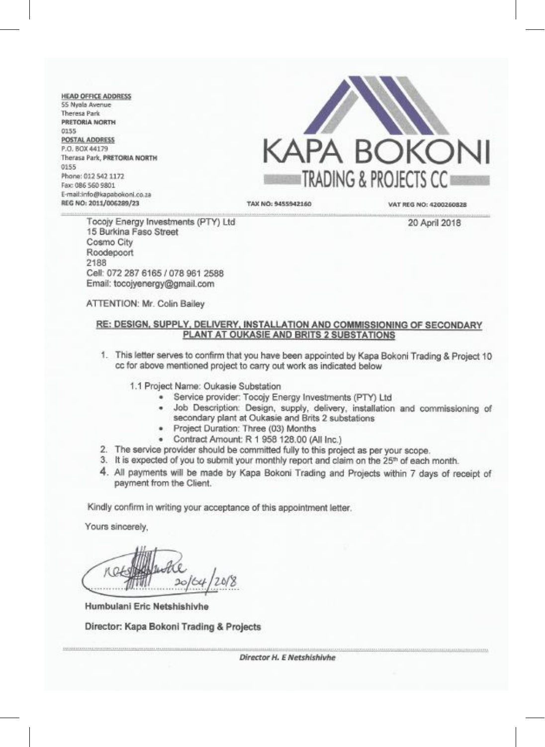**HEAD OFFICE ADDRESS**
55 Nyala Avenue
Theresa Park
**PRETORIA NORTH**
0155

**POSTAL ADDRESS**
P.O. BOX 44179
Therasa Park, **PRETORIA NORTH**
0155
Phone: 012 542 1172
Fax: 086 560 9801
E-mail:info@kapabokoni.co.za
**REG NO: 2011/006289/23**

# KAPA BOKONI
## TRADING & PROJECTS CC

**TAX NO: 9455942160** **VAT REG NO: 4200260828**

Tocojy Energy Investments (PTY) Ltd
15 Burkina Faso Street
Cosmo City
Roodepoort
2188
Cell: 072 287 6165 / 078 961 2588
Email: tocojyenergy@gmail.com

20 April 2018

ATTENTION: Mr. Colin Bailey

**RE: DESIGN, SUPPLY, DELIVERY, INSTALLATION AND COMMISSIONING OF SECONDARY PLANT AT OUKASIE AND BRITS 2 SUBSTATIONS**

1. This letter serves to confirm that you have been appointed by Kapa Bokoni Trading & Project 10 cc for above mentioned project to carry out work as indicated below

   1.1 Project Name: Oukasie Substation
   - Service provider: Tocojy Energy Investments (PTY) Ltd
   - Job Description: Design, supply, delivery, installation and commissioning of secondary plant at Oukasie and Brits 2 substations
   - Project Duration: Three (03) Months
   - Contract Amount: R 1 958 128.00 (All Inc.)
2. The service provider should be committed fully to this project as per your scope.
3. It is expected of you to submit your monthly report and claim on the 25th of each month.
4. All payments will be made by Kapa Bokoni Trading and Projects within 7 days of receipt of payment from the Client.

Kindly confirm in writing your acceptance of this appointment letter.

Yours sincerely,

20/04/2018

**Humbulani Eric Netshishivhe**

**Director: Kapa Bokoni Trading & Projects**

*Director H. E Netshishivhe*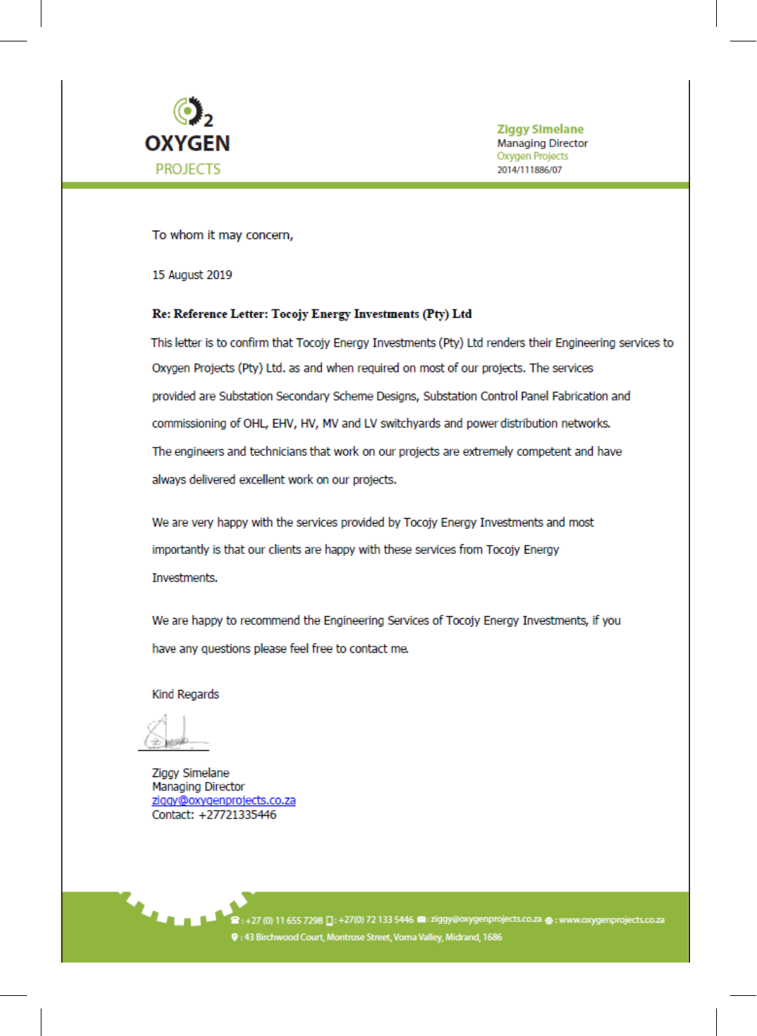**OXYGEN**
PROJECTS

**Ziggy Simelane**
Managing Director
Oxygen Projects
2014/111886/07

To whom it may concern,

15 August 2019

**Re: Reference Letter: Tocojy Energy Investments (Pty) Ltd**

This letter is to confirm that Tocojy Energy Investments (Pty) Ltd renders their Engineering services to Oxygen Projects (Pty) Ltd. as and when required on most of our projects. The services provided are Substation Secondary Scheme Designs, Substation Control Panel Fabrication and commissioning of OHL, EHV, HV, MV and LV switchyards and power distribution networks. The engineers and technicians that work on our projects are extremely competent and have always delivered excellent work on our projects.

We are very happy with the services provided by Tocojy Energy Investments and most importantly is that our clients are happy with these services from Tocojy Energy Investments.

We are happy to recommend the Engineering Services of Tocojy Energy Investments, if you have any questions please feel free to contact me.

Kind Regards

Ziggy Simelane
Managing Director
ziggy@oxygenprojects.co.za
Contact: +27721335446

: +27 (0) 11 655 7298 : +27(0) 72 133 5446 : ziggy@oxygenprojects.co.za : www.oxygenprojects.co.za
: 43 Birchwood Court, Montrose Street, Vorna Valley, Midrand, 1686